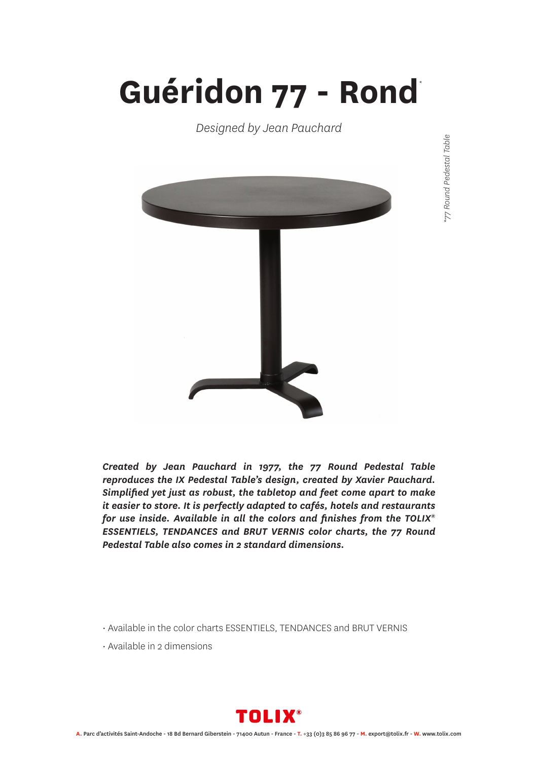# Guéridon 77 - Rond*

*Designed by Jean Pauchard*

*\*77 Round Pedestal Table*

***Created by Jean Pauchard in 1977, the 77 Round Pedestal Table reproduces the IX Pedestal Table's design, created by Xavier Pauchard. Simplified yet just as robust, the tabletop and feet come apart to make it easier to store. It is perfectly adapted to cafés, hotels and restaurants for use inside. Available in all the colors and finishes from the TOLIX® ESSENTIELS, TENDANCES and BRUT VERNIS color charts, the 77 Round Pedestal Table also comes in 2 standard dimensions.***

- Available in the color charts ESSENTIELS, TENDANCES and BRUT VERNIS
- Available in 2 dimensions

TOLIX®

A. Parc d'activités Saint-Andoche - 18 Bd Bernard Giberstein - 71400 Autun - France - T. +33 (0)3 85 86 96 77 - M. export@tolix.fr - W. www.tolix.com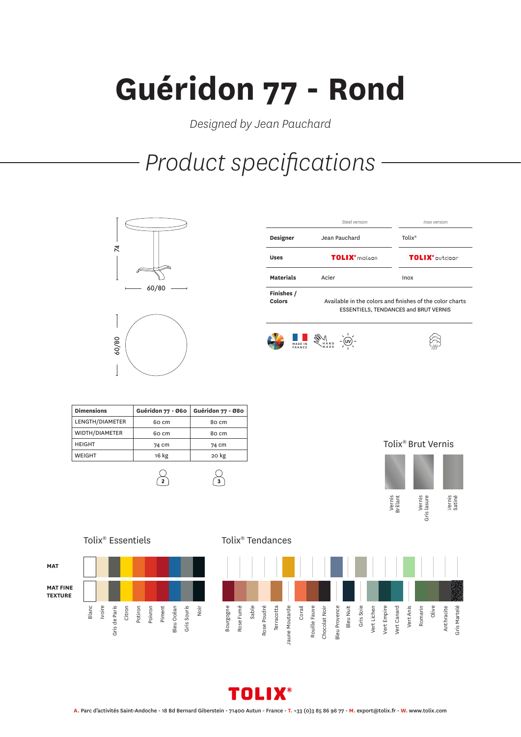# Guéridon 77 - Rond

*Designed by Jean Pauchard*

## *Product specifications*

74

60/80

60/80

| | *Steel version* | *Inox version* |
|---|---|---|
| **Designer** | Jean Pauchard | Tolix® |
| **Uses** | TOLIX® maison | TOLIX® outdoor |
| **Materials** | Acier | Inox |
| **Finishes / Colors** | Available in the colors and finishes of the color charts ESSENTIELS, TENDANCES and BRUT VERNIS | |

MADE IN FRANCE

HAND MADE

UV

| **Dimensions** | **Guéridon 77 - Ø60** | **Guéridon 77 - Ø80** |
|---|---|---|
| LENGTH/DIAMETER | 60 cm | 80 cm |
| WIDTH/DIAMETER | 60 cm | 80 cm |
| HEIGHT | 74 cm | 74 cm |
| WEIGHT | 16 kg | 20 kg |
| | 2 | 3 |

### Tolix® Brut Vernis

Vernis Brillant, Vernis Gris lasure, Vernis Satiné

### Tolix® Essentiels

**MAT**

**MAT FINE TEXTURE**

Blanc, Ivoire, Gris de Paris, Citron, Potiron, Poivron, Piment, Bleu Océan, Gris Souris, Noir

### Tolix® Tendances

Bourgogne, Rose Fumé, Sable, Rose Poudré, Terracotta, Jaune Moutarde, Corail, Rouille Fauve, Chocolat Noir, Bleu Provence, Bleu Nuit, Gris Soie, Vert Lichen, Vert Empire, Vert Canard, Vert Anis, Romarin, Olive, Anthracite, Gris Martelé

**TOLIX®**

**A.** Parc d'activités Saint-Andoche - 18 Bd Bernard Giberstein - 71400 Autun - France - **T.** +33 (0)3 85 86 96 77 - **M.** export@tolix.fr - **W.** www.tolix.com